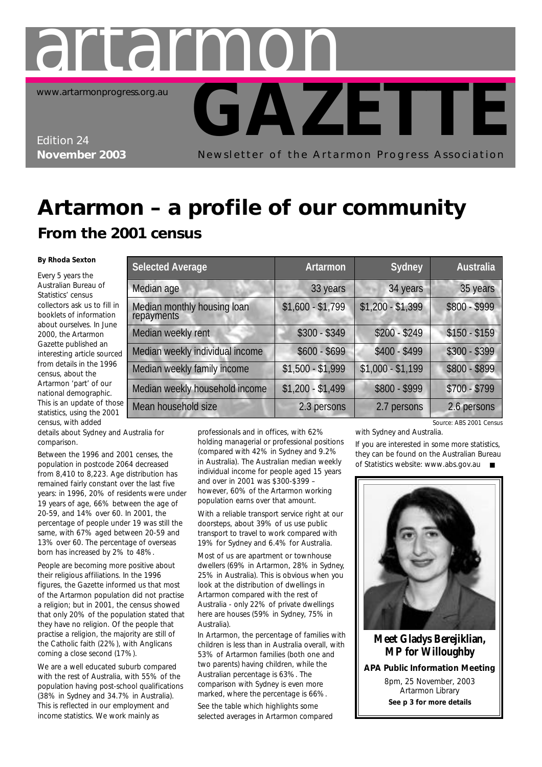# artarmon GAZETTE

www.artarmonprogress.org.au

Edition 24
**November 2003**

Newsletter of the Artarmon Progress Association

# Artarmon – a profile of our community

## From the 2001 census

**By Rhoda Sexton**

Every 5 years the Australian Bureau of Statistics' census collectors ask us to fill in booklets of information about ourselves. In June 2000, the Artarmon Gazette published an interesting article sourced from details in the 1996 census, about the Artarmon 'part' of our national demographic. This is an update of those statistics, using the 2001 census, with added details about Sydney and Australia for comparison.

Between the 1996 and 2001 censes, the population in postcode 2064 decreased from 8,410 to 8,223. Age distribution has remained fairly constant over the last five years: in 1996, 20% of residents were under 19 years of age, 66% between the age of 20-59, and 14% over 60. In 2001, the percentage of people under 19 was still the same, with 67% aged between 20-59 and 13% over 60. The percentage of overseas born has increased by 2% to 48%.

People are becoming more positive about their religious affiliations. In the 1996 figures, the Gazette informed us that most of the Artarmon population did not practise a religion; but in 2001, the census showed that only 20% of the population stated that they have no religion. Of the people that practise a religion, the majority are still of the Catholic faith (22%), with Anglicans coming a close second (17%).

We are a well educated suburb compared with the rest of Australia, with 55% of the population having post-school qualifications (38% in Sydney and 34.7% in Australia). This is reflected in our employment and income statistics. We work mainly as professionals and in offices, with 62% holding managerial or professional positions (compared with 42% in Sydney and 9.2% in Australia). The Australian median weekly individual income for people aged 15 years and over in 2001 was $300-$399 – however, 60% of the Artarmon working population earns over that amount.

With a reliable transport service right at our doorsteps, about 39% of us use public transport to travel to work compared with 19% for Sydney and 6.4% for Australia.

Most of us are apartment or townhouse dwellers (69% in Artarmon, 28% in Sydney, 25% in Australia). This is obvious when you look at the distribution of dwellings in Artarmon compared with the rest of Australia - only 22% of private dwellings here are houses (59% in Sydney, 75% in Australia).

In Artarmon, the percentage of families with children is less than in Australia overall, with 53% of Artarmon families (both one and two parents) having children, while the Australian percentage is 63%. The comparison with Sydney is even more marked, where the percentage is 66%.

See the table which highlights some selected averages in Artarmon compared with Sydney and Australia.

| Selected Average | Artarmon | Sydney | Australia |
|---|---|---|---|
| Median age | 33 years | 34 years | 35 years |
| Median monthly housing loan repayments | $1,600 - $1,799 | $1,200 - $1,399 | $800 - $999 |
| Median weekly rent | $300 - $349 | $200 - $249 | $150 - $159 |
| Median weekly individual income | $600 - $699 | $400 - $499 | $300 - $399 |
| Median weekly family income | $1,500 - $1,999 | $1,000 - $1,199 | $800 - $899 |
| Median weekly household income | $1,200 - $1,499 | $800 - $999 | $700 - $799 |
| Mean household size | 2.3 persons | 2.7 persons | 2.6 persons |

Source: ABS 2001 Census

If you are interested in some more statistics, they can be found on the Australian Bureau of Statistics website: www.abs.gov.au ■

**Meet Gladys Berejiklian, MP for Willoughby**

**APA Public Information Meeting**

8pm, 25 November, 2003
Artarmon Library

**See p 3 for more details**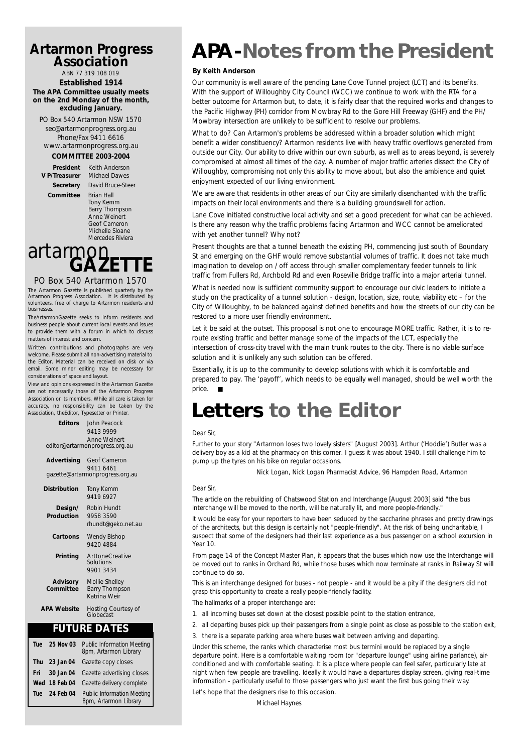## Artarmon Progress Association

ABN 77 319 108 019

**Established 1914**

**The APA Committee usually meets on the 2nd Monday of the month, excluding January.**

PO Box 540 Artarmon NSW 1570
sec@artarmonprogress.org.au
Phone/Fax 9411 6616
www.artarmonprogress.org.au

**COMMITTEE 2003-2004**

| | |
|---|---|
| **President** | Keith Anderson |
| **V P/Treasurer** | Michael Dawes |
| **Secretary** | David Bruce-Steer |
| **Committee** | Brian Hall<br>Tony Kemm<br>Barry Thompson<br>Anne Weinert<br>Geof Cameron<br>Michelle Sloane<br>Mercedes Riviera |

## artarmon GAZETTE

PO Box 540 Artarmon 1570

The Artarmon Gazette is published quarterly by the Artarmon Progress Association. It is distributed by volunteers, free of charge to Artarmon residents and businesses.

TheArtarmonGazette seeks to inform residents and business people about current local events and issues to provide them with a forum in which to discuss matters of interest and concern.

Written contributions and photographs are very welcome. Please submit all non-advertising material to the Editor. Material can be received on disk or via email. Some minor editing may be necessary for considerations of space and layout.

View and opinions expressed in the Artarmon Gazette are not necessarily those of the Artarmon Progress Association or its members. While all care is taken for accuracy, no responsibility can be taken by the Association, theEditor, Typesetter or Printer.

| | |
|---|---|
| **Editors** | John Peacock<br>9413 9999<br>Anne Weinert<br>editor@artarmonprogress.org.au |
| **Advertising** | Geof Cameron<br>9411 6461<br>gazette@artarmonprogress.org.au |
| **Distribution** | Tony Kemm<br>9419 6927 |
| **Design/ Production** | Robin Hundt<br>9958 3590<br>rhundt@geko.net.au |
| **Cartoons** | Wendy Bishop<br>9420 4884 |
| **Printing** | ArttoneCreative Solutions<br>9901 3434 |
| **Advisory Committee** | Mollie Shelley<br>Barry Thompson<br>Katrina Weir |
| **APA Website** | Hosting Courtesy of Globecast |

### FUTURE DATES

| | | |
|---|---|---|
| Tue | 25 Nov 03 | Public Information Meeting 8pm, Artarmon Library |
| Thu | 23 Jan 04 | Gazette copy closes |
| Fri | 30 Jan 04 | Gazette advertising closes |
| Wed | 18 Feb 04 | Gazette delivery complete |
| Tue | 24 Feb 04 | Public Information Meeting 8pm, Artarmon Library |

# APA - Notes from the President

**By Keith Anderson**

Our community is well aware of the pending Lane Cove Tunnel project (LCT) and its benefits. With the support of Willoughby City Council (WCC) we continue to work with the RTA for a better outcome for Artarmon but, to date, it is fairly clear that the required works and changes to the Pacific Highway (PH) corridor from Mowbray Rd to the Gore Hill Freeway (GHF) and the PH/ Mowbray intersection are unlikely to be sufficient to resolve our problems.

What to do? Can Artarmon's problems be addressed within a broader solution which might benefit a wider constituency? Artarmon residents live with heavy traffic overflows generated from outside our City. Our ability to drive within our own suburb, as well as to areas beyond, is severely compromised at almost all times of the day. A number of major traffic arteries dissect the City of Willoughby, compromising not only this ability to move about, but also the ambience and quiet enjoyment expected of our living environment.

We are aware that residents in other areas of our City are similarly disenchanted with the traffic impacts on their local environments and there is a building groundswell for action.

Lane Cove initiated constructive local activity and set a good precedent for what can be achieved. Is there any reason why the traffic problems facing Artarmon and WCC cannot be ameliorated with yet another tunnel? Why not?

Present thoughts are that a tunnel beneath the existing PH, commencing just south of Boundary St and emerging on the GHF would remove substantial volumes of traffic. It does not take much imagination to develop on / off access through smaller complementary feeder tunnels to link traffic from Fullers Rd, Archbold Rd and even Roseville Bridge traffic into a major arterial tunnel.

What is needed now is sufficient community support to encourage our civic leaders to initiate a study on the practicality of a tunnel solution - design, location, size, route, viability etc – for the City of Willoughby, to be balanced against defined benefits and how the streets of our city can be restored to a more user friendly environment.

Let it be said at the outset. This proposal is not one to encourage MORE traffic. Rather, it is to re-route existing traffic and better manage some of the impacts of the LCT, especially the intersection of cross-city travel with the main trunk routes to the city. There is no viable surface solution and it is unlikely any such solution can be offered.

Essentially, it is up to the community to develop solutions with which it is comfortable and prepared to pay. The 'payoff', which needs to be equally well managed, should be well worth the price. ■

# Letters to the Editor

Dear Sir,

Further to your story "Artarmon loses two lovely sisters" [August 2003]. Arthur ('Hoddie') Butler was a delivery boy as a kid at the pharmacy on this corner. I guess it was about 1940. I still challenge him to pump up the tyres on his bike on regular occasions.

Nick Logan, Nick Logan Pharmacist Advice, 96 Hampden Road, Artarmon

Dear Sir,

The article on the rebuilding of Chatswood Station and Interchange [August 2003] said "the bus interchange will be moved to the north, will be naturally lit, and more people-friendly."

It would be easy for your reporters to have been seduced by the saccharine phrases and pretty drawings of the architects, but this design is certainly not "people-friendly". At the risk of being uncharitable, I suspect that some of the designers had their last experience as a bus passenger on a school excursion in Year 10.

From page 14 of the Concept Master Plan, it appears that the buses which now use the Interchange will be moved out to ranks in Orchard Rd, while those buses which now terminate at ranks in Railway St will continue to do so.

This is an interchange designed for buses - not people - and it would be a pity if the designers did not grasp this opportunity to create a really people-friendly facility.

The hallmarks of a proper interchange are:

1. all incoming buses set down at the closest possible point to the station entrance,
2. all departing buses pick up their passengers from a single point as close as possible to the station exit,
3. there is a separate parking area where buses wait between arriving and departing.

Under this scheme, the ranks which characterise most bus termini would be replaced by a single departure point. Here is a comfortable waiting room (or "departure lounge" using airline parlance), air-conditioned and with comfortable seating. It is a place where people can feel safer, particularly late at night when few people are travelling. Ideally it would have a departures display screen, giving real-time information - particularly useful to those passengers who just want the first bus going their way.

Let's hope that the designers rise to this occasion.

Michael Haynes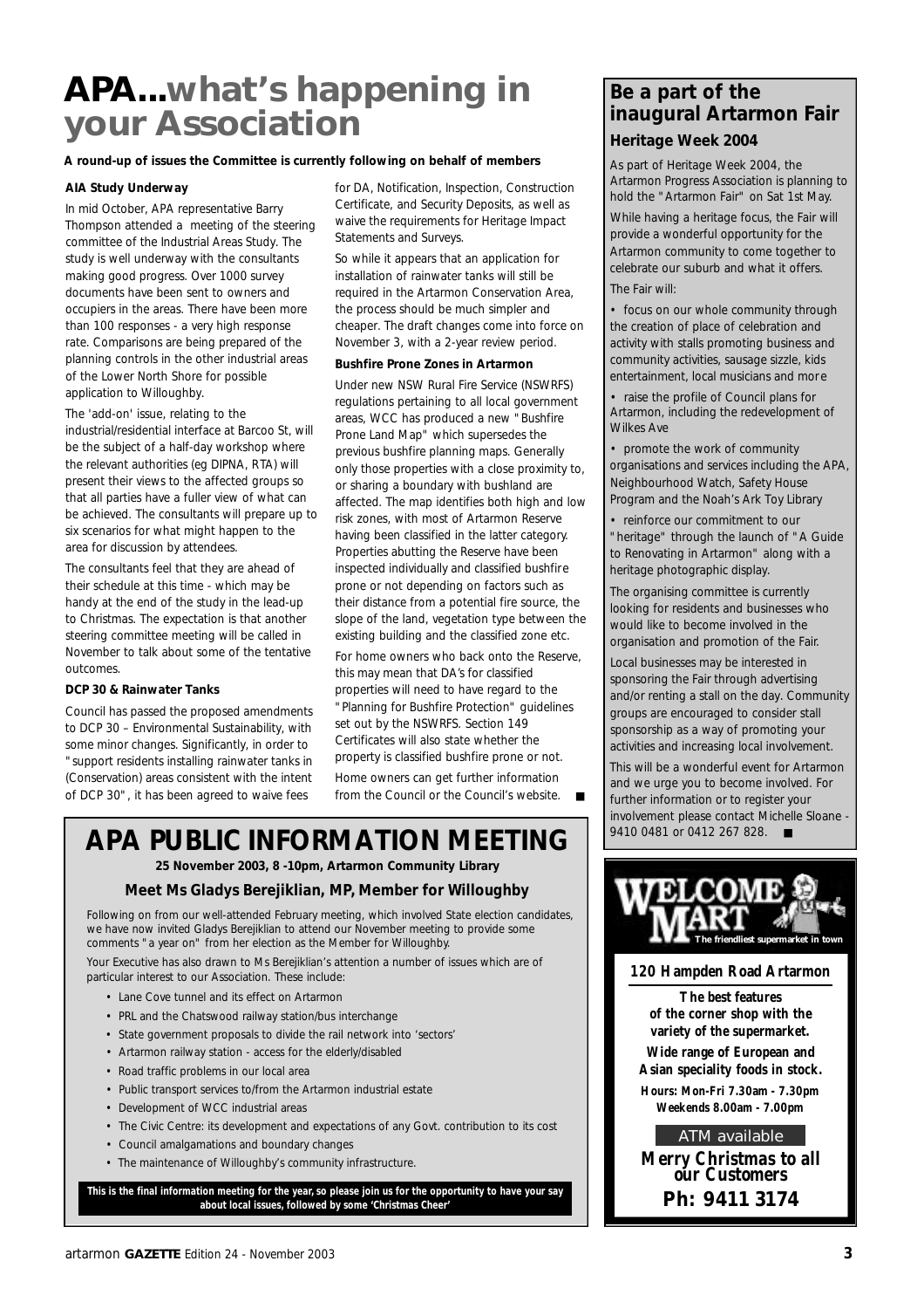# APA...what's happening in your Association

**A round-up of issues the Committee is currently following on behalf of members**

### AIA Study Underway

In mid October, APA representative Barry Thompson attended a meeting of the steering committee of the Industrial Areas Study. The study is well underway with the consultants making good progress. Over 1000 survey documents have been sent to owners and occupiers in the areas. There have been more than 100 responses - a very high response rate. Comparisons are being prepared of the planning controls in the other industrial areas of the Lower North Shore for possible application to Willoughby.

The 'add-on' issue, relating to the industrial/residential interface at Barcoo St, will be the subject of a half-day workshop where the relevant authorities (eg DIPNA, RTA) will present their views to the affected groups so that all parties have a fuller view of what can be achieved. The consultants will prepare up to six scenarios for what might happen to the area for discussion by attendees.

The consultants feel that they are ahead of their schedule at this time - which may be handy at the end of the study in the lead-up to Christmas. The expectation is that another steering committee meeting will be called in November to talk about some of the tentative outcomes.

### DCP 30 & Rainwater Tanks

Council has passed the proposed amendments to DCP 30 – Environmental Sustainability, with some minor changes. Significantly, in order to "support residents installing rainwater tanks in (Conservation) areas consistent with the intent of DCP 30", it has been agreed to waive fees for DA, Notification, Inspection, Construction Certificate, and Security Deposits, as well as waive the requirements for Heritage Impact Statements and Surveys.

So while it appears that an application for installation of rainwater tanks will still be required in the Artarmon Conservation Area, the process should be much simpler and cheaper. The draft changes come into force on November 3, with a 2-year review period.

### Bushfire Prone Zones in Artarmon

Under new NSW Rural Fire Service (NSWRFS) regulations pertaining to all local government areas, WCC has produced a new "Bushfire Prone Land Map" which supersedes the previous bushfire planning maps. Generally only those properties with a close proximity to, or sharing a boundary with bushland are affected. The map identifies both high and low risk zones, with most of Artarmon Reserve having been classified in the latter category. Properties abutting the Reserve have been inspected individually and classified bushfire prone or not depending on factors such as their distance from a potential fire source, the slope of the land, vegetation type between the existing building and the classified zone etc.

For home owners who back onto the Reserve, this may mean that DA's for classified properties will need to have regard to the "Planning for Bushfire Protection" guidelines set out by the NSWRFS. Section 149 Certificates will also state whether the property is classified bushfire prone or not.

Home owners can get further information from the Council or the Council's website. ■

## APA PUBLIC INFORMATION MEETING

**25 November 2003, 8 -10pm, Artarmon Community Library**

**Meet Ms Gladys Berejiklian, MP, Member for Willoughby**

Following on from our well-attended February meeting, which involved State election candidates, we have now invited Gladys Berejiklian to attend our November meeting to provide some comments "a year on" from her election as the Member for Willoughby.

Your Executive has also drawn to Ms Berejiklian's attention a number of issues which are of particular interest to our Association. These include:

- Lane Cove tunnel and its effect on Artarmon
- PRL and the Chatswood railway station/bus interchange
- State government proposals to divide the rail network into 'sectors'
- Artarmon railway station - access for the elderly/disabled
- Road traffic problems in our local area
- Public transport services to/from the Artarmon industrial estate
- Development of WCC industrial areas
- The Civic Centre: its development and expectations of any Govt. contribution to its cost
- Council amalgamations and boundary changes
- The maintenance of Willoughby's community infrastructure.

**This is the final information meeting for the year, so please join us for the opportunity to have your say about local issues, followed by some 'Christmas Cheer'**

## Be a part of the inaugural Artarmon Fair

### Heritage Week 2004

As part of Heritage Week 2004, the Artarmon Progress Association is planning to hold the "Artarmon Fair" on Sat 1st May.

While having a heritage focus, the Fair will provide a wonderful opportunity for the Artarmon community to come together to celebrate our suburb and what it offers.

The Fair will:

- focus on our whole community through the creation of place of celebration and activity with stalls promoting business and community activities, sausage sizzle, kids entertainment, local musicians and more
- raise the profile of Council plans for Artarmon, including the redevelopment of Wilkes Ave
- promote the work of community organisations and services including the APA, Neighbourhood Watch, Safety House Program and the Noah's Ark Toy Library
- reinforce our commitment to our "heritage" through the launch of "A Guide to Renovating in Artarmon" along with a heritage photographic display.

The organising committee is currently looking for residents and businesses who would like to become involved in the organisation and promotion of the Fair.

Local businesses may be interested in sponsoring the Fair through advertising and/or renting a stall on the day. Community groups are encouraged to consider stall sponsorship as a way of promoting your activities and increasing local involvement.

This will be a wonderful event for Artarmon and we urge you to become involved. For further information or to register your involvement please contact Michelle Sloane - 9410 0481 or 0412 267 828. ■

**WELCOME MART**

*The friendliest supermarket in town*

**120 Hampden Road Artarmon**

**The best features of the corner shop with the variety of the supermarket.**

**Wide range of European and Asian speciality foods in stock.**

**Hours: Mon-Fri 7.30am - 7.30pm**
**Weekends 8.00am - 7.00pm**

ATM available

**Merry Christmas to all our Customers**

**Ph: 9411 3174**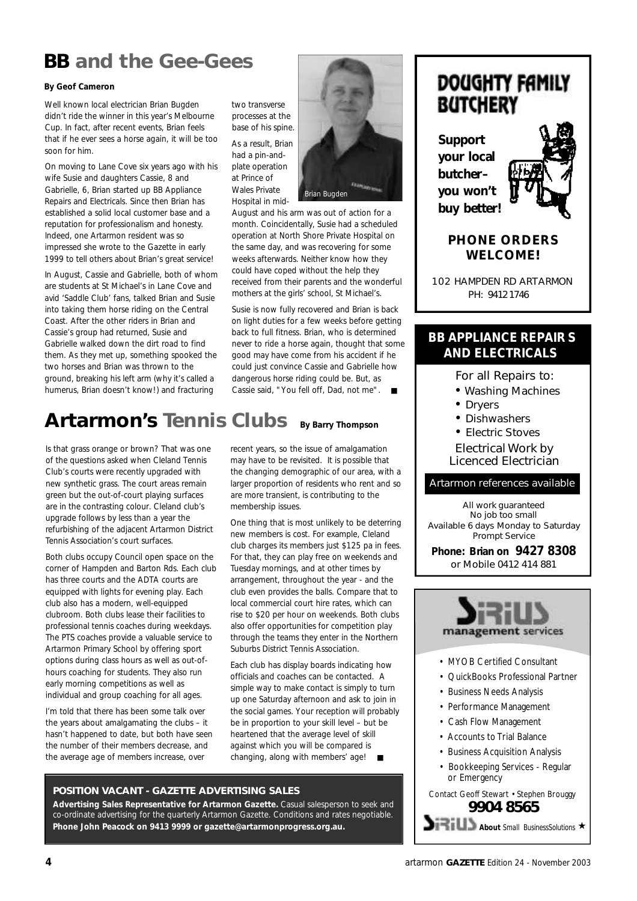# BB and the Gee-Gees

**By Geof Cameron**

Well known local electrician Brian Bugden didn't ride the winner in this year's Melbourne Cup. In fact, after recent events, Brian feels that if he ever sees a horse again, it will be too soon for him.

On moving to Lane Cove six years ago with his wife Susie and daughters Cassie, 8 and Gabrielle, 6, Brian started up BB Appliance Repairs and Electricals. Since then Brian has established a solid local customer base and a reputation for professionalism and honesty. Indeed, one Artarmon resident was so impressed she wrote to the Gazette in early 1999 to tell others about Brian's great service!

In August, Cassie and Gabrielle, both of whom are students at St Michael's in Lane Cove and avid 'Saddle Club' fans, talked Brian and Susie into taking them horse riding on the Central Coast. After the other riders in Brian and Cassie's group had returned, Susie and Gabrielle walked down the dirt road to find them. As they met up, something spooked the two horses and Brian was thrown to the ground, breaking his left arm (why it's called a humerus, Brian doesn't know!) and fracturing two transverse processes at the base of his spine.

Brian Bugden

As a result, Brian had a pin-and-plate operation at Prince of Wales Private Hospital in mid-August and his arm was out of action for a month. Coincidentally, Susie had a scheduled operation at North Shore Private Hospital on the same day, and was recovering for some weeks afterwards. Neither know how they could have coped without the help they received from their parents and the wonderful mothers at the girls' school, St Michael's.

Susie is now fully recovered and Brian is back on light duties for a few weeks before getting back to full fitness. Brian, who is determined never to ride a horse again, thought that some good may have come from his accident if he could just convince Cassie and Gabrielle how dangerous horse riding could be. But, as Cassie said, "You fell off, Dad, not me". ■

# Artarmon's Tennis Clubs

**By Barry Thompson**

Is that grass orange or brown? That was one of the questions asked when Cleland Tennis Club's courts were recently upgraded with new synthetic grass. The court areas remain green but the out-of-court playing surfaces are in the contrasting colour. Cleland club's upgrade follows by less than a year the refurbishing of the adjacent Artarmon District Tennis Association's court surfaces.

Both clubs occupy Council open space on the corner of Hampden and Barton Rds. Each club has three courts and the ADTA courts are equipped with lights for evening play. Each club also has a modern, well-equipped clubroom. Both clubs lease their facilities to professional tennis coaches during weekdays. The PTS coaches provide a valuable service to Artarmon Primary School by offering sport options during class hours as well as out-of-hours coaching for students. They also run early morning competitions as well as individual and group coaching for all ages.

I'm told that there has been some talk over the years about amalgamating the clubs – it hasn't happened to date, but both have seen the number of their members decrease, and the average age of members increase, over recent years, so the issue of amalgamation may have to be revisited. It is possible that the changing demographic of our area, with a larger proportion of residents who rent and so are more transient, is contributing to the membership issues.

One thing that is most unlikely to be deterring new members is cost. For example, Cleland club charges its members just $125 pa in fees. For that, they can play free on weekends and Tuesday mornings, and at other times by arrangement, throughout the year - and the club even provides the balls. Compare that to local commercial court hire rates, which can rise to $20 per hour on weekends. Both clubs also offer opportunities for competition play through the teams they enter in the Northern Suburbs District Tennis Association.

Each club has display boards indicating how officials and coaches can be contacted. A simple way to make contact is simply to turn up one Saturday afternoon and ask to join in the social games. Your reception will probably be in proportion to your skill level – but be heartened that the average level of skill against which you will be compared is changing, along with members' age! ■

**POSITION VACANT - GAZETTE ADVERTISING SALES**

**Advertising Sales Representative for Artarmon Gazette.** Casual salesperson to seek and co-ordinate advertising for the quarterly Artarmon Gazette. Conditions and rates negotiable. **Phone John Peacock on 9413 9999 or gazette@artarmonprogress.org.au.**

---

**DOUGHTY FAMILY BUTCHERY**

**Support your local butcher– you won't buy better!**

**PHONE ORDERS WELCOME!**

102 HAMPDEN RD ARTARMON
PH: 9412 1746

---

**BB APPLIANCE REPAIRS AND ELECTRICALS**

For all Repairs to:

- Washing Machines
- Dryers
- Dishwashers
- Electric Stoves

Electrical Work by Licenced Electrician

Artarmon references available

All work guaranteed
No job too small
Available 6 days Monday to Saturday
Prompt Service

**Phone: Brian on 9427 8308**
or Mobile 0412 414 881

---

**Sirius management services**

- MYOB Certified Consultant
- QuickBooks Professional Partner
- Business Needs Analysis
- Performance Management
- Cash Flow Management
- Accounts to Trial Balance
- Business Acquisition Analysis
- Bookkeeping Services - Regular or Emergency

Contact Geoff Stewart • Stephen Brouggy
**9904 8565**

Sirius **About** Small BusinessSolutions ★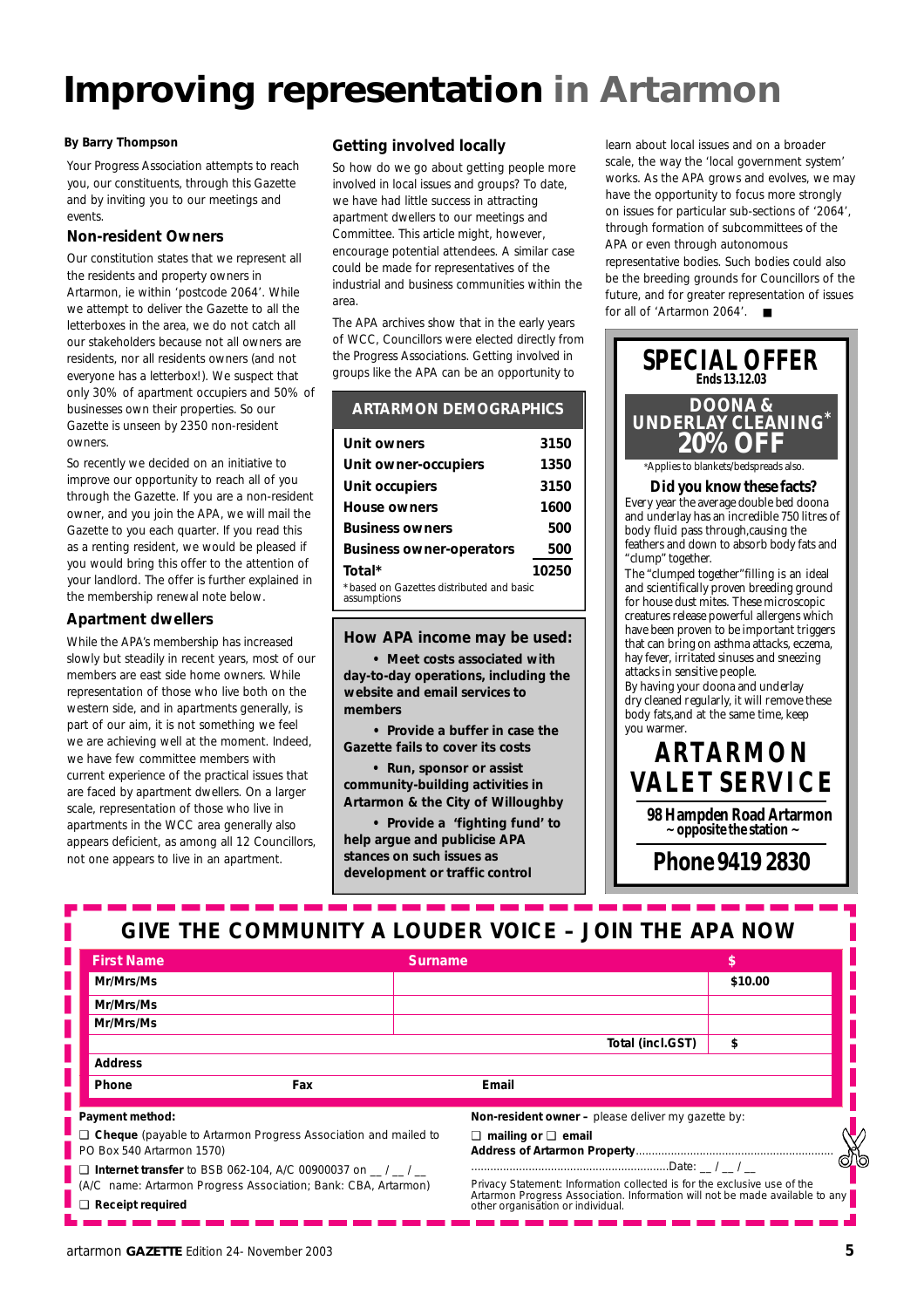# Improving representation in Artarmon

**By Barry Thompson**

Your Progress Association attempts to reach you, our constituents, through this Gazette and by inviting you to our meetings and events.

### Non-resident Owners

Our constitution states that we represent all the residents and property owners in Artarmon, ie within 'postcode 2064'. While we attempt to deliver the Gazette to all the letterboxes in the area, we do not catch all our stakeholders because not all owners are residents, nor all residents owners (and not everyone has a letterbox!). We suspect that only 30% of apartment occupiers and 50% of businesses own their properties. So our Gazette is unseen by 2350 non-resident owners.

So recently we decided on an initiative to improve our opportunity to reach all of you through the Gazette. If you are a non-resident owner, and you join the APA, we will mail the Gazette to you each quarter. If you read this as a renting resident, we would be pleased if you would bring this offer to the attention of your landlord. The offer is further explained in the membership renewal note below.

### Apartment dwellers

While the APA's membership has increased slowly but steadily in recent years, most of our members are east side home owners. While representation of those who live both on the western side, and in apartments generally, is part of our aim, it is not something we feel we are achieving well at the moment. Indeed, we have few committee members with current experience of the practical issues that are faced by apartment dwellers. On a larger scale, representation of those who live in apartments in the WCC area generally also appears deficient, as among all 12 Councillors, not one appears to live in an apartment.

### Getting involved locally

So how do we go about getting people more involved in local issues and groups? To date, we have had little success in attracting apartment dwellers to our meetings and Committee. This article might, however, encourage potential attendees. A similar case could be made for representatives of the industrial and business communities within the area.

The APA archives show that in the early years of WCC, Councillors were elected directly from the Progress Associations. Getting involved in groups like the APA can be an opportunity to learn about local issues and on a broader scale, the way the 'local government system' works. As the APA grows and evolves, we may have the opportunity to focus more strongly on issues for particular sub-sections of '2064', through formation of subcommittees of the APA or even through autonomous representative bodies. Such bodies could also be the breeding grounds for Councillors of the future, and for greater representation of issues for all of 'Artarmon 2064'. ■

### ARTARMON DEMOGRAPHICS

| | |
|---|---|
| Unit owners | 3150 |
| Unit owner-occupiers | 1350 |
| Unit occupiers | 3150 |
| House owners | 1600 |
| Business owners | 500 |
| Business owner-operators | 500 |
| Total* | 10250 |

*based on Gazettes distributed and basic assumptions

### How APA income may be used:

- **Meet costs associated with day-to-day operations, including the website and email services to members**
- **Provide a buffer in case the Gazette fails to cover its costs**
- **Run, sponsor or assist community-building activities in Artarmon & the City of Willoughby**
- **Provide a 'fighting fund' to help argue and publicise APA stances on such issues as development or traffic control**

---

**SPECIAL OFFER**
Ends 13.12.03

**DOONA & UNDERLAY CLEANING* 20% OFF**

*Applies to blankets/bedspreads also.

**Did you know these facts?**

Every year the average double bed doona and underlay has an incredible 750 litres of body fluid pass through,causing the feathers and down to absorb body fats and "clump" together.

The "clumped together" filling is an ideal and scientifically proven breeding ground for house dust mites. These microscopic creatures release powerful allergens which have been proven to be important triggers that can bring on asthma attacks, eczema, hay fever, irritated sinuses and sneezing attacks in sensitive people.

By having your doona and underlay dry cleaned regularly, it will remove these body fats,and at the same time, keep you warmer.

**ARTARMON VALET SERVICE**

**98 Hampden Road Artarmon**
~ opposite the station ~

**Phone 9419 2830**

---

## GIVE THE COMMUNITY A LOUDER VOICE – JOIN THE APA NOW

| First Name | Surname | $ |
|---|---|---|
| Mr/Mrs/Ms | | $10.00 |
| Mr/Mrs/Ms | | |
| Mr/Mrs/Ms | | |
| | Total (incl.GST) | $ |
| Address | | |
| Phone &nbsp;&nbsp;&nbsp; Fax | Email | |

**Payment method:**

❑ **Cheque** (payable to Artarmon Progress Association and mailed to PO Box 540 Artarmon 1570)

❑ **Internet transfer** to BSB 062-104, A/C 00900037 on __ / __ / __ (A/C name: Artarmon Progress Association; Bank: CBA, Artarmon)

❑ **Receipt required**

**Non-resident owner –** please deliver my gazette by:

❑ **mailing or** ❑ **email**

**Address of Artarmon Property**..............................................................

..............................................................Date: __ / __ / __

Privacy Statement: Information collected is for the exclusive use of the Artarmon Progress Association. Information will not be made available to any other organisation or individual.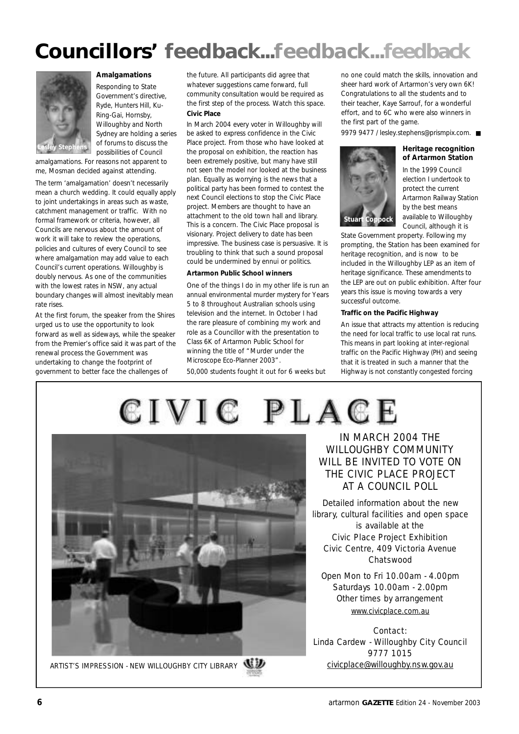# Councillors' feedback...feedback...feedback

Lesley Stephens

### Amalgamations

Responding to State Government's directive, Ryde, Hunters Hill, Ku-Ring-Gai, Hornsby, Willoughby and North Sydney are holding a series of forums to discuss the possibilities of Council amalgamations. For reasons not apparent to me, Mosman decided against attending.

The term 'amalgamation' doesn't necessarily mean a church wedding. It could equally apply to joint undertakings in areas such as waste, catchment management or traffic. With no formal framework or criteria, however, all Councils are nervous about the amount of work it will take to review the operations, policies and cultures of every Council to see where amalgamation may add value to each Council's current operations. Willoughby is doubly nervous. As one of the communities with the lowest rates in NSW, any actual boundary changes will almost inevitably mean rate rises.

At the first forum, the speaker from the Shires urged us to use the opportunity to look forward as well as sideways, while the speaker from the Premier's office said it was part of the renewal process the Government was undertaking to change the footprint of government to better face the challenges of the future. All participants did agree that whatever suggestions came forward, full community consultation would be required as the first step of the process. Watch this space.

### Civic Place

In March 2004 every voter in Willoughby will be asked to express confidence in the Civic Place project. From those who have looked at the proposal on exhibition, the reaction has been extremely positive, but many have still not seen the model nor looked at the business plan. Equally as worrying is the news that a political party has been formed to contest the next Council elections to stop the Civic Place project. Members are thought to have an attachment to the old town hall and library. This is a concern. The Civic Place proposal is visionary. Project delivery to date has been impressive. The business case is persuasive. It is troubling to think that such a sound proposal could be undermined by ennui or politics.

### Artarmon Public School winners

One of the things I do in my other life is run an annual environmental murder mystery for Years 5 to 8 throughout Australian schools using television and the internet. In October I had the rare pleasure of combining my work and role as a Councillor with the presentation to Class 6K of Artarmon Public School for winning the title of "Murder under the Microscope Eco-Planner 2003".

50,000 students fought it out for 6 weeks but no one could match the skills, innovation and sheer hard work of Artarmon's very own 6K! Congratulations to all the students and to their teacher, Kaye Sarrouf, for a wonderful effort, and to 6C who were also winners in the first part of the game.

9979 9477 / lesley.stephens@prismpix.com. ■

Stuart Coppock

### Heritage recognition of Artarmon Station

In the 1999 Council election I undertook to protect the current Artarmon Railway Station by the best means available to Willoughby Council, although it is State Government property. Following my prompting, the Station has been examined for heritage recognition, and is now to be included in the Willoughby LEP as an item of heritage significance. These amendments to the LEP are out on public exhibition. After four years this issue is moving towards a very successful outcome.

### Traffic on the Pacific Highway

An issue that attracts my attention is reducing the need for local traffic to use local rat runs. This means in part looking at inter-regional traffic on the Pacific Highway (PH) and seeing that it is treated in such a manner that the Highway is not constantly congested forcing

---

# CIVIC PLACE

ARTIST'S IMPRESSION - NEW WILLOUGHBY CITY LIBRARY

IN MARCH 2004 THE WILLOUGHBY COMMUNITY WILL BE INVITED TO VOTE ON THE CIVIC PLACE PROJECT AT A COUNCIL POLL

Detailed information about the new library, cultural facilities and open space is available at the
Civic Place Project Exhibition
Civic Centre, 409 Victoria Avenue
Chatswood

Open Mon to Fri 10.00am - 4.00pm
Saturdays 10.00am - 2.00pm
Other times by arrangement
www.civicplace.com.au

Contact:
Linda Cardew - Willoughby City Council
9777 1015
civicplace@willoughby.nsw.gov.au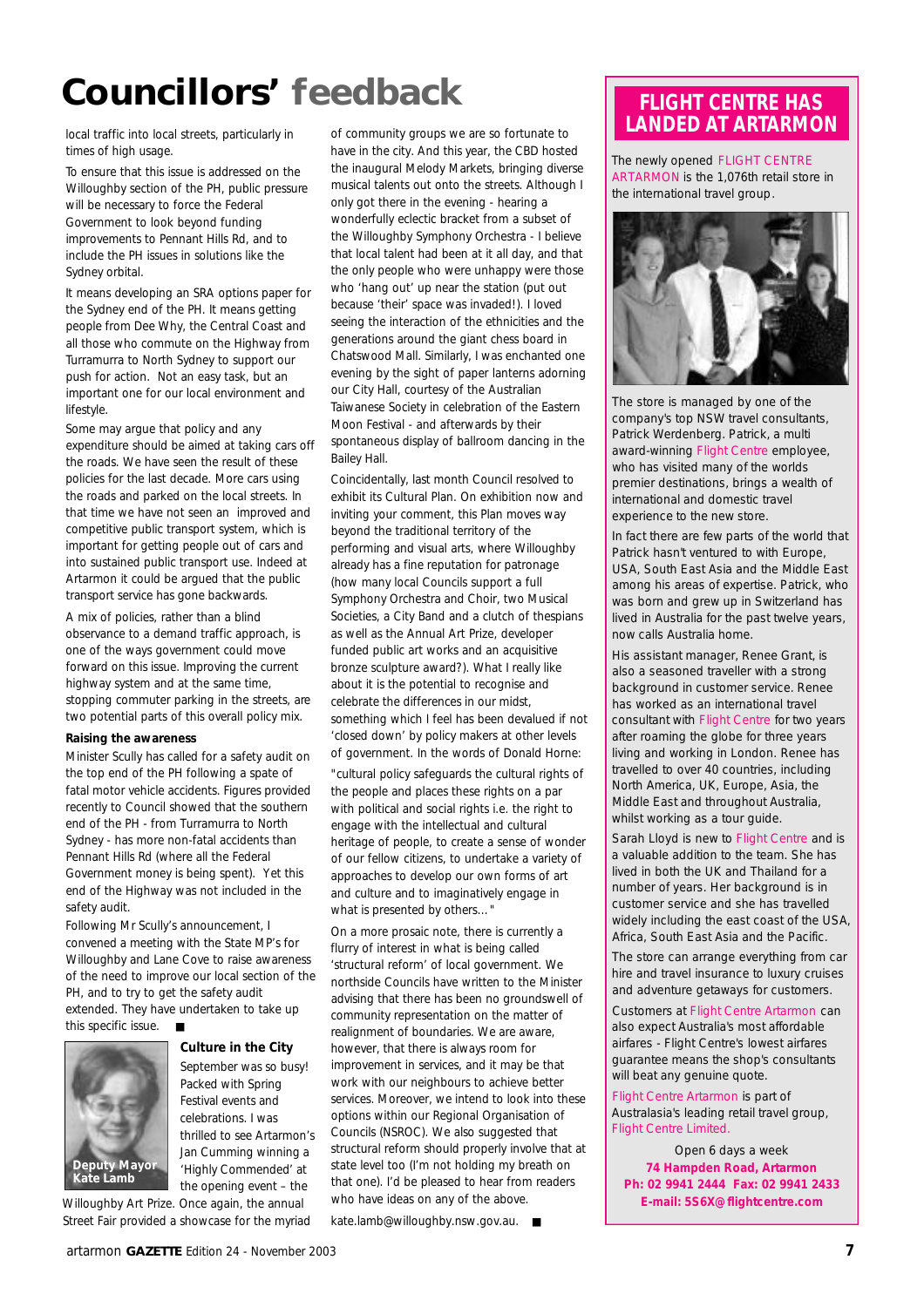# Councillors' feedback

local traffic into local streets, particularly in times of high usage.

To ensure that this issue is addressed on the Willoughby section of the PH, public pressure will be necessary to force the Federal Government to look beyond funding improvements to Pennant Hills Rd, and to include the PH issues in solutions like the Sydney orbital.

It means developing an SRA options paper for the Sydney end of the PH. It means getting people from Dee Why, the Central Coast and all those who commute on the Highway from Turramurra to North Sydney to support our push for action. Not an easy task, but an important one for our local environment and lifestyle.

Some may argue that policy and any expenditure should be aimed at taking cars off the roads. We have seen the result of these policies for the last decade. More cars using the roads and parked on the local streets. In that time we have not seen an improved and competitive public transport system, which is important for getting people out of cars and into sustained public transport use. Indeed at Artarmon it could be argued that the public transport service has gone backwards.

A mix of policies, rather than a blind observance to a demand traffic approach, is one of the ways government could move forward on this issue. Improving the current highway system and at the same time, stopping commuter parking in the streets, are two potential parts of this overall policy mix.

**Raising the awareness**

Minister Scully has called for a safety audit on the top end of the PH following a spate of fatal motor vehicle accidents. Figures provided recently to Council showed that the southern end of the PH - from Turramurra to North Sydney - has more non-fatal accidents than Pennant Hills Rd (where all the Federal Government money is being spent). Yet this end of the Highway was not included in the safety audit.

Following Mr Scully's announcement, I convened a meeting with the State MP's for Willoughby and Lane Cove to raise awareness of the need to improve our local section of the PH, and to try to get the safety audit extended. They have undertaken to take up this specific issue. ■

Deputy Mayor Kate Lamb

**Culture in the City**

September was so busy! Packed with Spring Festival events and celebrations. I was thrilled to see Artarmon's Jan Cumming winning a 'Highly Commended' at the opening event – the Willoughby Art Prize. Once again, the annual Street Fair provided a showcase for the myriad of community groups we are so fortunate to have in the city. And this year, the CBD hosted the inaugural Melody Markets, bringing diverse musical talents out onto the streets. Although I only got there in the evening - hearing a wonderfully eclectic bracket from a subset of the Willoughby Symphony Orchestra - I believe that local talent had been at it all day, and that the only people who were unhappy were those who 'hang out' up near the station (put out because 'their' space was invaded!). I loved seeing the interaction of the ethnicities and the generations around the giant chess board in Chatswood Mall. Similarly, I was enchanted one evening by the sight of paper lanterns adorning our City Hall, courtesy of the Australian Taiwanese Society in celebration of the Eastern Moon Festival - and afterwards by their spontaneous display of ballroom dancing in the Bailey Hall.

Coincidentally, last month Council resolved to exhibit its Cultural Plan. On exhibition now and inviting your comment, this Plan moves way beyond the traditional territory of the performing and visual arts, where Willoughby already has a fine reputation for patronage (how many local Councils support a full Symphony Orchestra and Choir, two Musical Societies, a City Band and a clutch of thespians as well as the Annual Art Prize, developer funded public art works and an acquisitive bronze sculpture award?). What I really like about it is the potential to recognise and celebrate the differences in our midst, something which I feel has been devalued if not 'closed down' by policy makers at other levels of government. In the words of Donald Horne:

"cultural policy safeguards the cultural rights of the people and places these rights on a par with political and social rights i.e. the right to engage with the intellectual and cultural heritage of people, to create a sense of wonder of our fellow citizens, to undertake a variety of approaches to develop our own forms of art and culture and to imaginatively engage in what is presented by others..."

On a more prosaic note, there is currently a flurry of interest in what is being called 'structural reform' of local government. We northside Councils have written to the Minister advising that there has been no groundswell of community representation on the matter of realignment of boundaries. We are aware, however, that there is always room for improvement in services, and it may be that work with our neighbours to achieve better services. Moreover, we intend to look into these options within our Regional Organisation of Councils (NSROC). We also suggested that structural reform should properly involve that at state level too (I'm not holding my breath on that one). I'd be pleased to hear from readers who have ideas on any of the above.

kate.lamb@willoughby.nsw.gov.au. ■

## FLIGHT CENTRE HAS LANDED AT ARTARMON

The newly opened FLIGHT CENTRE ARTARMON is the 1,076th retail store in the international travel group.

The store is managed by one of the company's top NSW travel consultants, Patrick Werdenberg. Patrick, a multi award-winning Flight Centre employee, who has visited many of the worlds premier destinations, brings a wealth of international and domestic travel experience to the new store.

In fact there are few parts of the world that Patrick hasn't ventured to with Europe, USA, South East Asia and the Middle East among his areas of expertise. Patrick, who was born and grew up in Switzerland has lived in Australia for the past twelve years, now calls Australia home.

His assistant manager, Renee Grant, is also a seasoned traveller with a strong background in customer service. Renee has worked as an international travel consultant with Flight Centre for two years after roaming the globe for three years living and working in London. Renee has travelled to over 40 countries, including North America, UK, Europe, Asia, the Middle East and throughout Australia, whilst working as a tour guide.

Sarah Lloyd is new to Flight Centre and is a valuable addition to the team. She has lived in both the UK and Thailand for a number of years. Her background is in customer service and she has travelled widely including the east coast of the USA, Africa, South East Asia and the Pacific.

The store can arrange everything from car hire and travel insurance to luxury cruises and adventure getaways for customers.

Customers at Flight Centre Artarmon can also expect Australia's most affordable airfares - Flight Centre's lowest airfares guarantee means the shop's consultants will beat any genuine quote.

Flight Centre Artarmon is part of Australasia's leading retail travel group, Flight Centre Limited.

Open 6 days a week

**74 Hampden Road, Artarmon**
**Ph: 02 9941 2444 Fax: 02 9941 2433**
**E-mail: 5S6X@flightcentre.com**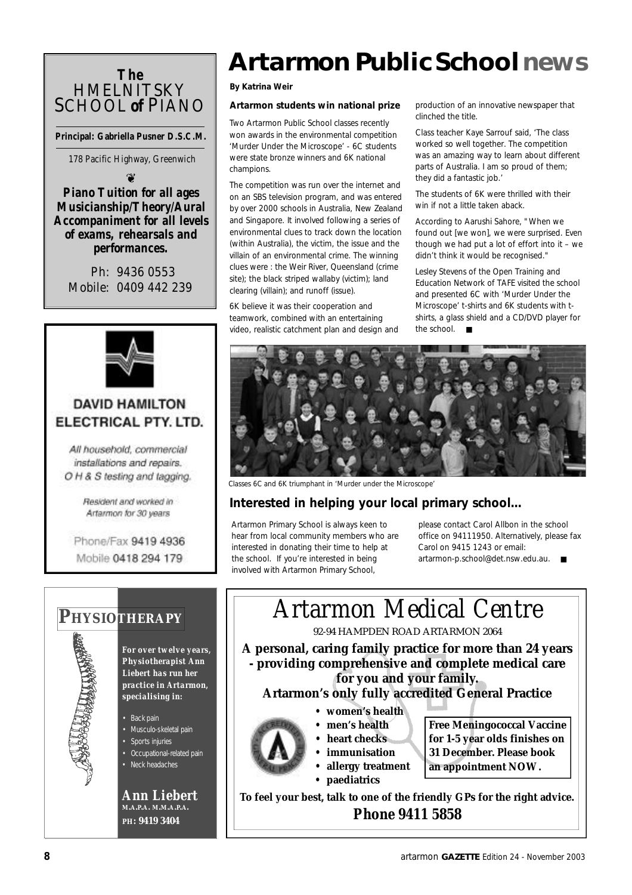# Artarmon Public School news

**By Katrina Weir**

### Artarmon students win national prize

Two Artarmon Public School classes recently won awards in the environmental competition 'Murder Under the Microscope' - 6C students were state bronze winners and 6K national champions.

The competition was run over the internet and on an SBS television program, and was entered by over 2000 schools in Australia, New Zealand and Singapore. It involved following a series of environmental clues to track down the location (within Australia), the victim, the issue and the villain of an environmental crime. The winning clues were : the Weir River, Queensland (crime site); the black striped wallaby (victim); land clearing (villain); and runoff (issue).

6K believe it was their cooperation and teamwork, combined with an entertaining video, realistic catchment plan and design and production of an innovative newspaper that clinched the title.

Class teacher Kaye Sarrouf said, 'The class worked so well together. The competition was an amazing way to learn about different parts of Australia. I am so proud of them; they did a fantastic job.'

The students of 6K were thrilled with their win if not a little taken aback.

According to Aarushi Sahore, "When we found out [we won], we were surprised. Even though we had put a lot of effort into it – we didn't think it would be recognised."

Lesley Stevens of the Open Training and Education Network of TAFE visited the school and presented 6C with 'Murder Under the Microscope' t-shirts and 6K students with t-shirts, a glass shield and a CD/DVD player for the school. ■

Classes 6C and 6K triumphant in 'Murder under the Microscope'

### Interested in helping your local primary school...

Artarmon Primary School is always keen to hear from local community members who are interested in donating their time to help at the school. If you're interested in being involved with Artarmon Primary School, please contact Carol Allbon in the school office on 94111950. Alternatively, please fax Carol on 9415 1243 or email: artarmon-p.school@det.nsw.edu.au. ■

---

**The HMELNITSKY SCHOOL of PIANO**

**Principal: Gabriella Pusner D.S.C.M.**

178 Pacific Highway, Greenwich

**Piano Tuition for all ages**
**Musicianship/Theory/Aural**
**Accompaniment for all levels of exams, rehearsals and performances.**

Ph: 9436 0553
Mobile: 0409 442 239

---

**DAVID HAMILTON ELECTRICAL PTY. LTD.**

*All household, commercial installations and repairs.*
*O H & S testing and tagging.*

*Resident and worked in Artarmon for 30 years*

Phone/Fax 9419 4936
Mobile 0418 294 179

---

**PHYSIOTHERAPY**

*For over twelve years, Physiotherapist Ann Liebert has run her practice in Artarmon, specialising in:*

- Back pain
- Musculo-skeletal pain
- Sports injuries
- Occupational-related pain
- Neck headaches

**Ann Liebert**
M.A.P.A. M.M.A.P.A.
PH: 9419 3404

---

# Artarmon Medical Centre

92-94 HAMPDEN ROAD ARTARMON 2064

**A personal, caring family practice for more than 24 years - providing comprehensive and complete medical care for you and your family.**

**Artarmon's only fully accredited General Practice**

- **women's health**
- **men's health**
- **heart checks**
- **immunisation**
- **allergy treatment**
- **paediatrics**

**Free Meningococcal Vaccine for 1-5 year olds finishes on 31 December. Please book an appointment NOW.**

**To feel your best, talk to one of the friendly GPs for the right advice.**

**Phone 9411 5858**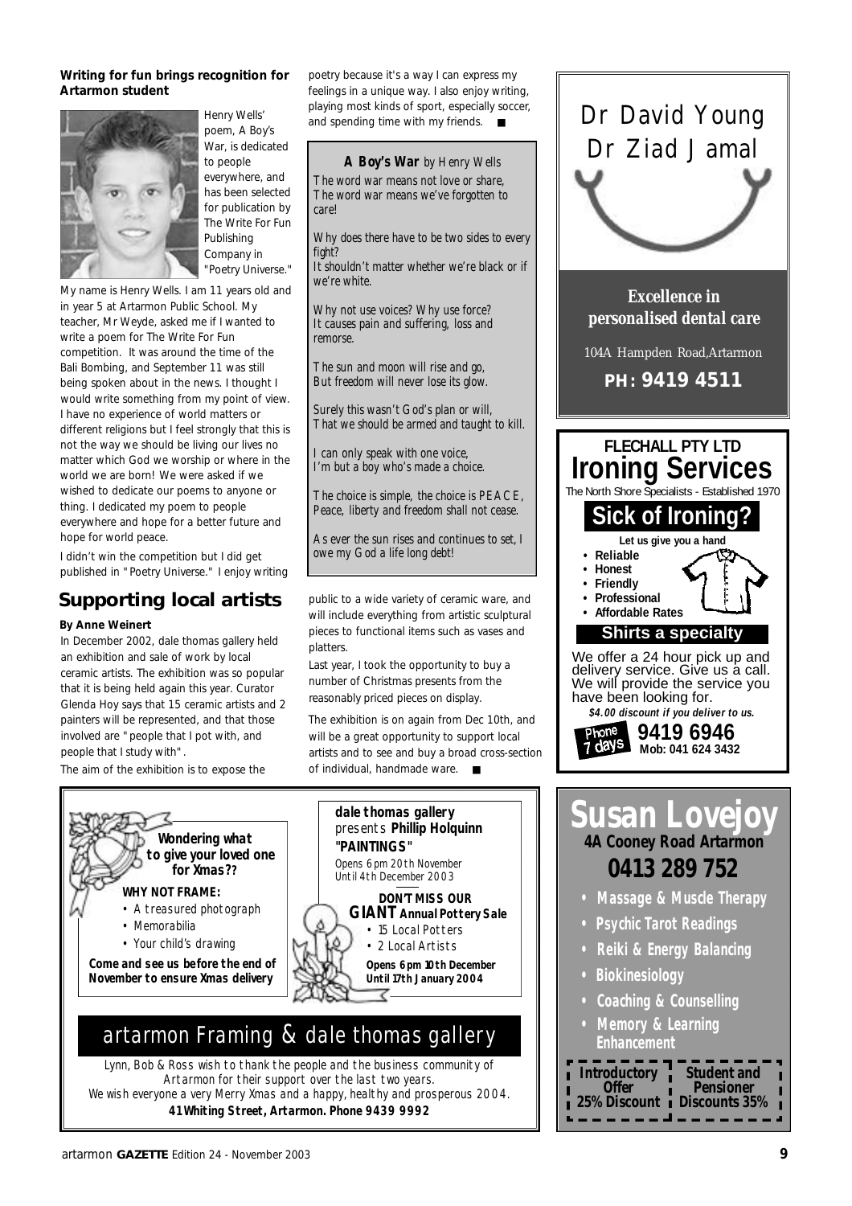**Writing for fun brings recognition for Artarmon student**

Henry Wells' poem, A Boy's War, is dedicated to people everywhere, and has been selected for publication by The Write For Fun Publishing Company in "Poetry Universe."

My name is Henry Wells. I am 11 years old and in year 5 at Artarmon Public School. My teacher, Mr Weyde, asked me if I wanted to write a poem for The Write For Fun competition. It was around the time of the Bali Bombing, and September 11 was still being spoken about in the news. I thought I would write something from my point of view. I have no experience of world matters or different religions but I feel strongly that this is not the way we should be living our lives no matter which God we worship or where in the world we are born! We were asked if we wished to dedicate our poems to anyone or thing. I dedicated my poem to people everywhere and hope for a better future and hope for world peace.

I didn't win the competition but I did get published in "Poetry Universe." I enjoy writing poetry because it's a way I can express my feelings in a unique way. I also enjoy writing, playing most kinds of sport, especially soccer, and spending time with my friends. ■

**A Boy's War** *by Henry Wells*

*The word war means not love or share,*
*The word war means we've forgotten to care!*

*Why does there have to be two sides to every fight?*
*It shouldn't matter whether we're black or if we're white.*

*Why not use voices? Why use force?*
*It causes pain and suffering, loss and remorse.*

*The sun and moon will rise and go,*
*But freedom will never lose its glow.*

*Surely this wasn't God's plan or will,*
*That we should be armed and taught to kill.*

*I can only speak with one voice,*
*I'm but a boy who's made a choice.*

*The choice is simple, the choice is PEACE,*
*Peace, liberty and freedom shall not cease.*

*As ever the sun rises and continues to set, I owe my God a life long debt!*

## Supporting local artists

**By Anne Weinert**

In December 2002, dale thomas gallery held an exhibition and sale of work by local ceramic artists. The exhibition was so popular that it is being held again this year. Curator Glenda Hoy says that 15 ceramic artists and 2 painters will be represented, and that those involved are "people that I pot with, and people that I study with".

The aim of the exhibition is to expose the public to a wide variety of ceramic ware, and will include everything from artistic sculptural pieces to functional items such as vases and platters.

Last year, I took the opportunity to buy a number of Christmas presents from the reasonably priced pieces on display.

The exhibition is on again from Dec 10th, and will be a great opportunity to support local artists and to see and buy a broad cross-section of individual, handmade ware. ■

---

**Wondering what to give your loved one for Xmas??**

**WHY NOT FRAME:**

- A treasured photograph
- Memorabilia
- Your child's drawing

**Come and see us before the end of November to ensure Xmas delivery**

**dale thomas gallery** presents **Phillip Holquinn "PAINTINGS"**

Opens 6pm 20th November
Until 4th December 2003

**DON'T MISS OUR GIANT Annual Pottery Sale**

- 15 Local Potters
- 2 Local Artists

**Opens 6pm 10th December**
**Until 17th January 2004**

## artarmon Framing & dale thomas gallery

*Lynn, Bob & Ross wish to thank the people and the business community of Artarmon for their support over the last two years.*
*We wish everyone a very Merry Xmas and a happy, healthy and prosperous 2004.*

**41 Whiting Street, Artarmon. Phone 9439 9992**

---

# Dr David Young
# Dr Ziad Jamal

***Excellence in personalised dental care***

104A Hampden Road,Artarmon

**PH: 9419 4511**

---

**FLECHALL PTY LTD**

# Ironing Services

The North Shore Specialists - Established 1970

## Sick of Ironing?

**Let us give you a hand**

- **Reliable**
- **Honest**
- **Friendly**
- **Professional**
- **Affordable Rates**

**Shirts a specialty**

We offer a 24 hour pick up and delivery service. Give us a call. We will provide the service you have been looking for.

***$4.00 discount if you deliver to us.***

Phone 7 days **9419 6946**
**Mob: 041 624 3432**

---

# Susan Lovejoy

**4A Cooney Road Artarmon**

## 0413 289 752

- **Massage & Muscle Therapy**
- **Psychic Tarot Readings**
- **Reiki & Energy Balancing**
- **Biokinesiology**
- **Coaching & Counselling**
- **Memory & Learning Enhancement**

| Introductory Offer 25% Discount | Student and Pensioner Discounts 35% |
| --- | --- |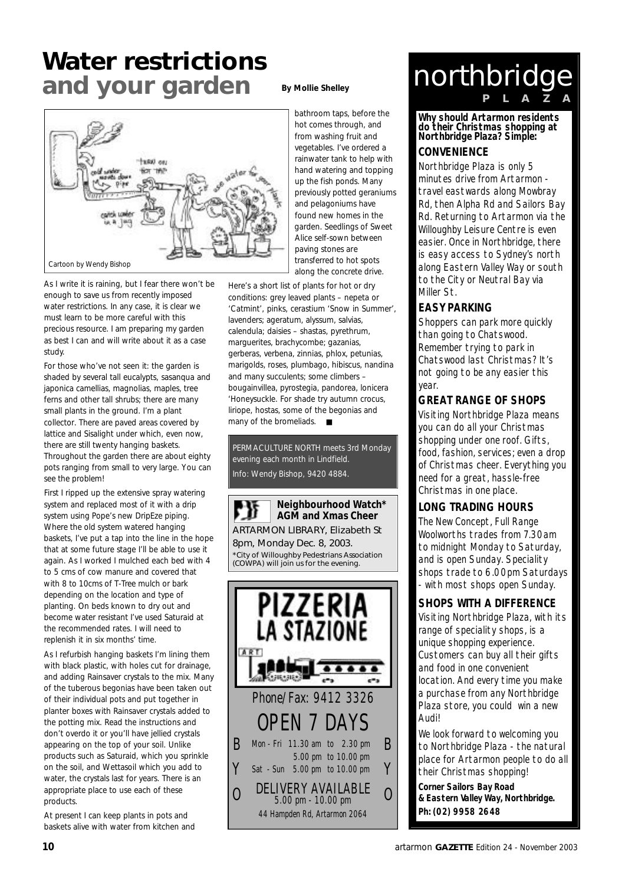# Water restrictions
## and your garden

**By Mollie Shelley**

Cartoon by Wendy Bishop

As I write it is raining, but I fear there won't be enough to save us from recently imposed water restrictions. In any case, it is clear we must learn to be more careful with this precious resource. I am preparing my garden as best I can and will write about it as a case study.

For those who've not seen it: the garden is shaded by several tall eucalypts, sasanqua and japonica camellias, magnolias, maples, tree ferns and other tall shrubs; there are many small plants in the ground. I'm a plant collector. There are paved areas covered by lattice and Sisalight under which, even now, there are still twenty hanging baskets. Throughout the garden there are about eighty pots ranging from small to very large. You can see the problem!

First I ripped up the extensive spray watering system and replaced most of it with a drip system using Pope's new DripEze piping. Where the old system watered hanging baskets, I've put a tap into the line in the hope that at some future stage I'll be able to use it again. As I worked I mulched each bed with 4 to 5 cms of cow manure and covered that with 8 to 10cms of T-Tree mulch or bark depending on the location and type of planting. On beds known to dry out and become water resistant I've used Saturaid at the recommended rates. I will need to replenish it in six months' time.

As I refurbish hanging baskets I'm lining them with black plastic, with holes cut for drainage, and adding Rainsaver crystals to the mix. Many of the tuberous begonias have been taken out of their individual pots and put together in planter boxes with Rainsaver crystals added to the potting mix. Read the instructions and don't overdo it or you'll have jellied crystals appearing on the top of your soil. Unlike products such as Saturaid, which you sprinkle on the soil, and Wettasoil which you add to water, the crystals last for years. There is an appropriate place to use each of these products.

At present I can keep plants in pots and baskets alive with water from kitchen and bathroom taps, before the hot comes through, and from washing fruit and vegetables. I've ordered a rainwater tank to help with hand watering and topping up the fish ponds. Many previously potted geraniums and pelagoniums have found new homes in the garden. Seedlings of Sweet Alice self-sown between paving stones are transferred to hot spots along the concrete drive.

Here's a short list of plants for hot or dry conditions: grey leaved plants – nepeta or 'Catmint', pinks, cerastium 'Snow in Summer', lavenders; ageratum, alyssum, salvias, calendula; daisies – shastas, pyrethrum, marguerites, brachycombe; gazanias, gerberas, verbena, zinnias, phlox, petunias, marigolds, roses, plumbago, hibiscus, nandina and many succulents; some climbers – bougainvillea, pyrostegia, pandorea, lonicera 'Honeysuckle. For shade try autumn crocus, liriope, hostas, some of the begonias and many of the bromeliads. ■

PERMACULTURE NORTH meets 3rd Monday evening each month in Lindfield.
Info: Wendy Bishop, 9420 4884.

**Neighbourhood Watch\* AGM and Xmas Cheer**

ARTARMON LIBRARY, Elizabeth St
8pm, Monday Dec. 8, 2003.

\*City of Willoughby Pedestrians Association (COWPA) will join us for the evening.

# PIZZERIA LA STAZIONE

Phone/Fax: 9412 3326

OPEN 7 DAYS

BYO

Mon - Fri 11.30 am to 2.30 pm
5.00 pm to 10.00 pm
Sat - Sun 5.00 pm to 10.00 pm

DELIVERY AVAILABLE
5.00 pm - 10.00 pm

44 Hampden Rd, Artarmon 2064

# northbridge PLAZA

**Why should Artarmon residents do their Christmas shopping at Northbridge Plaza? Simple:**

### CONVENIENCE

Northbridge Plaza is only 5 minutes drive from Artarmon - travel eastwards along Mowbray Rd, then Alpha Rd and Sailors Bay Rd. Returning to Artarmon via the Willoughby Leisure Centre is even easier. Once in Northbridge, there is easy access to Sydney's north along Eastern Valley Way or south to the City or Neutral Bay via Miller St.

### EASY PARKING

Shoppers can park more quickly than going to Chatswood. Remember trying to park in Chatswood last Christmas? It's not going to be any easier this year.

### GREAT RANGE OF SHOPS

Visiting Northbridge Plaza means you can do all your Christmas shopping under one roof. Gifts, food, fashion, services; even a drop of Christmas cheer. Everything you need for a great, hassle-free Christmas in one place.

### LONG TRADING HOURS

The New Concept, Full Range Woolworths trades from 7.30am to midnight Monday to Saturday, and is open Sunday. Speciality shops trade to 6.00pm Saturdays - with most shops open Sunday.

### SHOPS WITH A DIFFERENCE

Visiting Northbridge Plaza, with its range of speciality shops, is a unique shopping experience. Customers can buy all their gifts and food in one convenient location. And every time you make a purchase from any Northbridge Plaza store, you could win a new Audi!

We look forward to welcoming you to Northbridge Plaza - the natural place for Artarmon people to do all their Christmas shopping!

**Corner Sailors Bay Road & Eastern Valley Way, Northbridge.**
**Ph: (02) 9958 2648**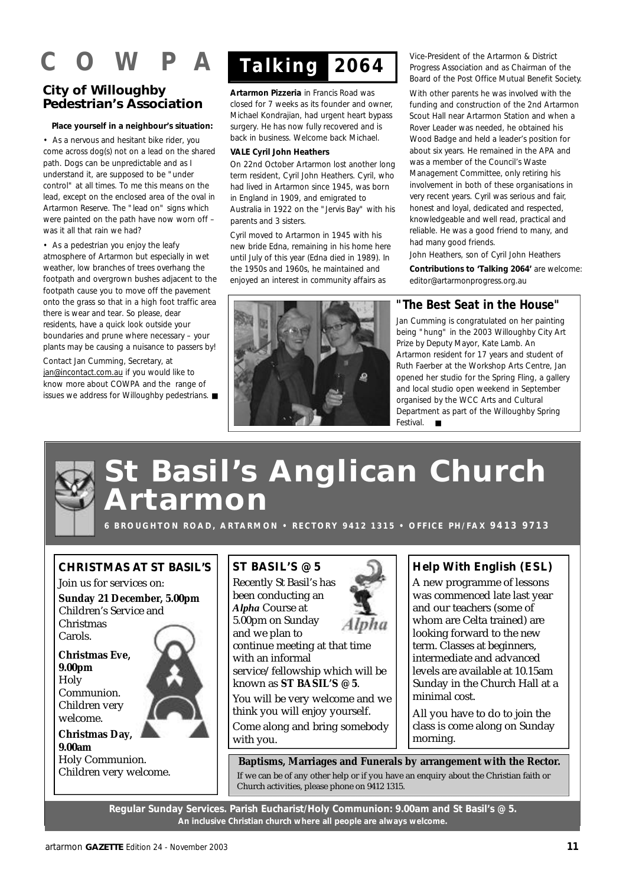# C O W P A

## City of Willoughby Pedestrian's Association

**Place yourself in a neighbour's situation:**

• As a nervous and hesitant bike rider, you come across dog(s) not on a lead on the shared path. Dogs can be unpredictable and as I understand it, are supposed to be "under control" at all times. To me this means on the lead, except on the enclosed area of the oval in Artarmon Reserve. The "lead on" signs which were painted on the path have now worn off – was it all that rain we had?

• As a pedestrian you enjoy the leafy atmosphere of Artarmon but especially in wet weather, low branches of trees overhang the footpath and overgrown bushes adjacent to the footpath cause you to move off the pavement onto the grass so that in a high foot traffic area there is wear and tear. So please, dear residents, have a quick look outside your boundaries and prune where necessary – your plants may be causing a nuisance to passers by!

Contact Jan Cumming, Secretary, at jan@incontact.com.au if you would like to know more about COWPA and the range of issues we address for Willoughby pedestrians. ■

# Talking 2064

**Artarmon Pizzeria** in Francis Road was closed for 7 weeks as its founder and owner, Michael Kondrajian, had urgent heart bypass surgery. He has now fully recovered and is back in business. Welcome back Michael.

**VALE Cyril John Heathers**

On 22nd October Artarmon lost another long term resident, Cyril John Heathers. Cyril, who had lived in Artarmon since 1945, was born in England in 1909, and emigrated to Australia in 1922 on the "Jervis Bay" with his parents and 3 sisters.

Cyril moved to Artarmon in 1945 with his new bride Edna, remaining in his home here until July of this year (Edna died in 1989). In the 1950s and 1960s, he maintained and enjoyed an interest in community affairs as Vice-President of the Artarmon & District Progress Association and as Chairman of the Board of the Post Office Mutual Benefit Society.

With other parents he was involved with the funding and construction of the 2nd Artarmon Scout Hall near Artarmon Station and when a Rover Leader was needed, he obtained his Wood Badge and held a leader's position for about six years. He remained in the APA and was a member of the Council's Waste Management Committee, only retiring his involvement in both of these organisations in very recent years. Cyril was serious and fair, honest and loyal, dedicated and respected, knowledgeable and well read, practical and reliable. He was a good friend to many, and had many good friends.

John Heathers, son of Cyril John Heathers

**Contributions to 'Talking 2064'** are welcome: editor@artarmonprogress.org.au

### "The Best Seat in the House"

Jan Cumming is congratulated on her painting being "hung" in the 2003 Willoughby City Art Prize by Deputy Mayor, Kate Lamb. An Artarmon resident for 17 years and student of Ruth Faerber at the Workshop Arts Centre, Jan opened her studio for the Spring Fling, a gallery and local studio open weekend in September organised by the WCC Arts and Cultural Department as part of the Willoughby Spring Festival. ■

# St Basil's Anglican Church Artarmon

**6 BROUGHTON ROAD, ARTARMON • RECTORY 9412 1315 • OFFICE PH/FAX 9413 9713**

### CHRISTMAS AT ST BASIL'S

Join us for services on:

**Sunday 21 December, 5.00pm**
Children's Service and Christmas Carols.

**Christmas Eve, 9.00pm**
Holy Communion. Children very welcome.

**Christmas Day, 9.00am**
Holy Communion. Children very welcome.

### ST BASIL'S @ 5

Recently St Basil's has been conducting an ***Alpha*** Course at 5.00pm on Sunday and we plan to continue meeting at that time with an informal service/fellowship which will be known as **ST BASIL'S @ 5**.

You will be very welcome and we think you will enjoy yourself.

Come along and bring somebody with you.

### Help With English (ESL)

A new programme of lessons was commenced late last year and our teachers (some of whom are Celta trained) are looking forward to the new term. Classes at beginners, intermediate and advanced levels are available at 10.15am Sunday in the Church Hall at a minimal cost.

All you have to do to join the class is come along on Sunday morning.

**Baptisms, Marriages and Funerals by arrangement with the Rector.**

If we can be of any other help or if you have an enquiry about the Christian faith or Church activities, please phone on 9412 1315.

**Regular Sunday Services. Parish Eucharist/Holy Communion: 9.00am and St Basil's @ 5.**
**An inclusive Christian church where all people are always welcome.**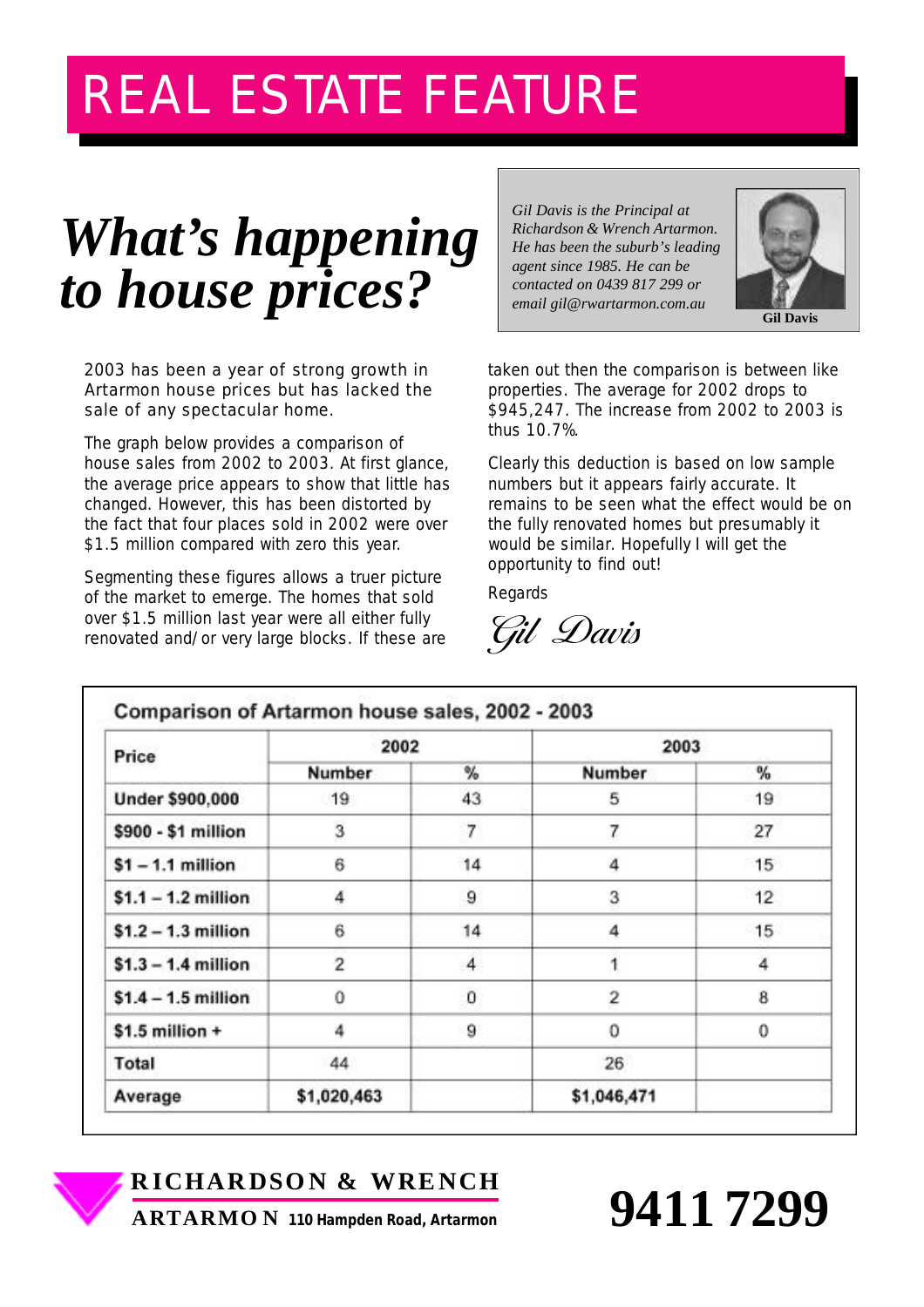# REAL ESTATE FEATURE

# *What's happening to house prices?*

*Gil Davis is the Principal at Richardson & Wrench Artarmon. He has been the suburb's leading agent since 1985. He can be contacted on 0439 817 299 or email gil@rwartarmon.com.au*

**Gil Davis**

2003 has been a year of strong growth in Artarmon house prices but has lacked the sale of any spectacular home.

The graph below provides a comparison of house sales from 2002 to 2003. At first glance, the average price appears to show that little has changed. However, this has been distorted by the fact that four places sold in 2002 were over $1.5 million compared with zero this year.

Segmenting these figures allows a truer picture of the market to emerge. The homes that sold over $1.5 million last year were all either fully renovated and/or very large blocks. If these are taken out then the comparison is between like properties. The average for 2002 drops to $945,247. The increase from 2002 to 2003 is thus 10.7%.

Clearly this deduction is based on low sample numbers but it appears fairly accurate. It remains to be seen what the effect would be on the fully renovated homes but presumably it would be similar. Hopefully I will get the opportunity to find out!

Regards

*Gil Davis*

**Comparison of Artarmon house sales, 2002 - 2003**

| Price | 2002 | | 2003 | |
|---|---|---|---|---|
| | Number | % | Number | % |
| Under $900,000 | 19 | 43 | 5 | 19 |
| $900 - $1 million | 3 | 7 | 7 | 27 |
| $1 – 1.1 million | 6 | 14 | 4 | 15 |
| $1.1 – 1.2 million | 4 | 9 | 3 | 12 |
| $1.2 – 1.3 million | 6 | 14 | 4 | 15 |
| $1.3 – 1.4 million | 2 | 4 | 1 | 4 |
| $1.4 – 1.5 million | 0 | 0 | 2 | 8 |
| $1.5 million + | 4 | 9 | 0 | 0 |
| Total | 44 | | 26 | |
| Average | $1,020,463 | | $1,046,471 | |

**RICHARDSON & WRENCH**

**ARTARMON** 110 Hampden Road, Artarmon

**9411 7299**